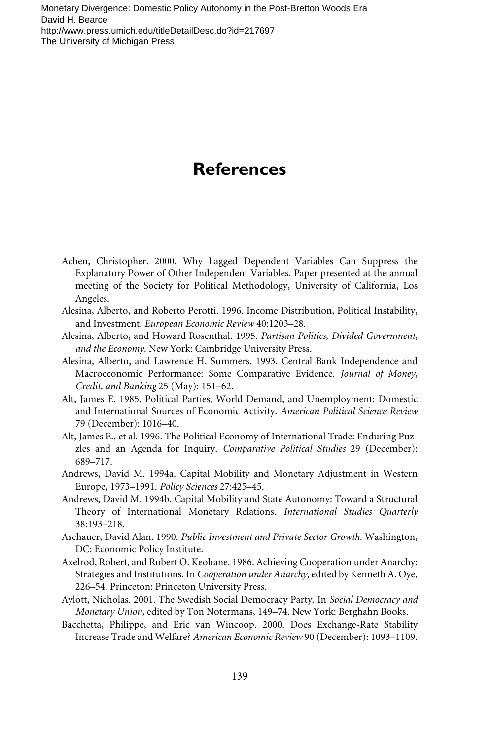# References

Achen, Christopher. 2000. Why Lagged Dependent Variables Can Suppress the Explanatory Power of Other Independent Variables. Paper presented at the annual meeting of the Society for Political Methodology, University of California, Los Angeles.

Alesina, Alberto, and Roberto Perotti. 1996. Income Distribution, Political Instability, and Investment. *European Economic Review* 40:1203–28.

Alesina, Alberto, and Howard Rosenthal. 1995. *Partisan Politics, Divided Government, and the Economy*. New York: Cambridge University Press.

Alesina, Alberto, and Lawrence H. Summers. 1993. Central Bank Independence and Macroeconomic Performance: Some Comparative Evidence. *Journal of Money, Credit, and Banking* 25 (May): 151–62.

Alt, James E. 1985. Political Parties, World Demand, and Unemployment: Domestic and International Sources of Economic Activity. *American Political Science Review* 79 (December): 1016–40.

Alt, James E., et al. 1996. The Political Economy of International Trade: Enduring Puzzles and an Agenda for Inquiry. *Comparative Political Studies* 29 (December): 689–717.

Andrews, David M. 1994a. Capital Mobility and Monetary Adjustment in Western Europe, 1973–1991. *Policy Sciences* 27:425–45.

Andrews, David M. 1994b. Capital Mobility and State Autonomy: Toward a Structural Theory of International Monetary Relations. *International Studies Quarterly* 38:193–218.

Aschauer, David Alan. 1990. *Public Investment and Private Sector Growth.* Washington, DC: Economic Policy Institute.

Axelrod, Robert, and Robert O. Keohane. 1986. Achieving Cooperation under Anarchy: Strategies and Institutions. In *Cooperation under Anarchy,* edited by Kenneth A. Oye, 226–54. Princeton: Princeton University Press.

Aylott, Nicholas. 2001. The Swedish Social Democracy Party. In *Social Democracy and Monetary Union,* edited by Ton Notermans, 149–74. New York: Berghahn Books.

Bacchetta, Philippe, and Eric van Wincoop. 2000. Does Exchange-Rate Stability Increase Trade and Welfare? *American Economic Review* 90 (December): 1093–1109.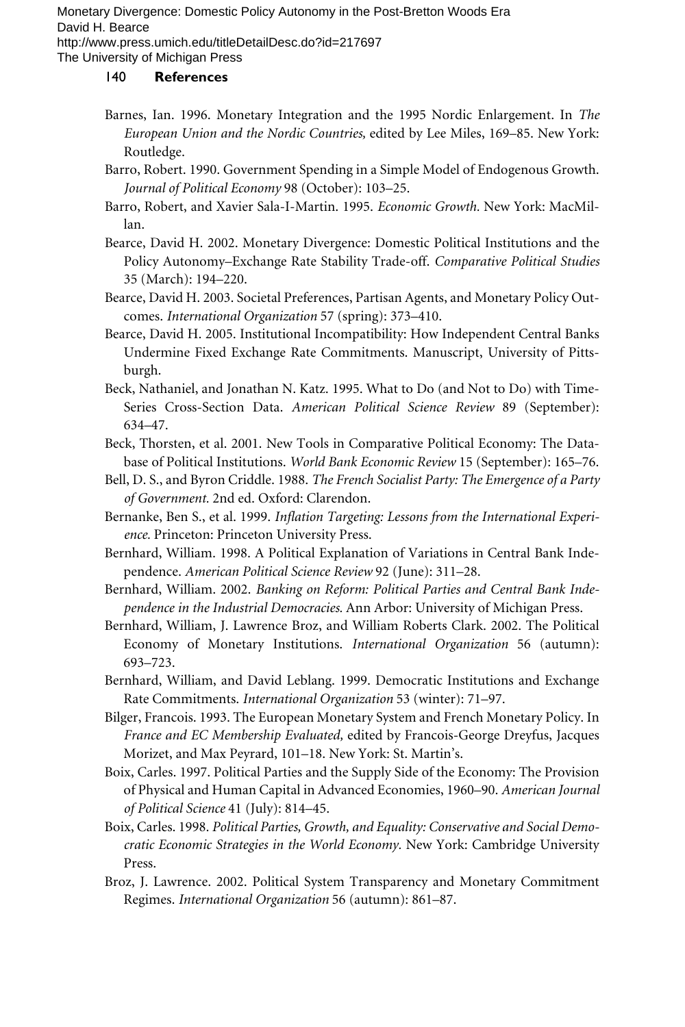## References

Barnes, Ian. 1996. Monetary Integration and the 1995 Nordic Enlargement. In *The European Union and the Nordic Countries,* edited by Lee Miles, 169–85. New York: Routledge.

Barro, Robert. 1990. Government Spending in a Simple Model of Endogenous Growth. *Journal of Political Economy* 98 (October): 103–25.

Barro, Robert, and Xavier Sala-I-Martin. 1995. *Economic Growth.* New York: MacMillan.

Bearce, David H. 2002. Monetary Divergence: Domestic Political Institutions and the Policy Autonomy–Exchange Rate Stability Trade-off. *Comparative Political Studies* 35 (March): 194–220.

Bearce, David H. 2003. Societal Preferences, Partisan Agents, and Monetary Policy Outcomes. *International Organization* 57 (spring): 373–410.

Bearce, David H. 2005. Institutional Incompatibility: How Independent Central Banks Undermine Fixed Exchange Rate Commitments. Manuscript, University of Pittsburgh.

Beck, Nathaniel, and Jonathan N. Katz. 1995. What to Do (and Not to Do) with Time-Series Cross-Section Data. *American Political Science Review* 89 (September): 634–47.

Beck, Thorsten, et al. 2001. New Tools in Comparative Political Economy: The Database of Political Institutions. *World Bank Economic Review* 15 (September): 165–76.

Bell, D. S., and Byron Criddle. 1988. *The French Socialist Party: The Emergence of a Party of Government.* 2nd ed. Oxford: Clarendon.

Bernanke, Ben S., et al. 1999. *Inflation Targeting: Lessons from the International Experience.* Princeton: Princeton University Press.

Bernhard, William. 1998. A Political Explanation of Variations in Central Bank Independence. *American Political Science Review* 92 (June): 311–28.

Bernhard, William. 2002. *Banking on Reform: Political Parties and Central Bank Independence in the Industrial Democracies.* Ann Arbor: University of Michigan Press.

Bernhard, William, J. Lawrence Broz, and William Roberts Clark. 2002. The Political Economy of Monetary Institutions. *International Organization* 56 (autumn): 693–723.

Bernhard, William, and David Leblang. 1999. Democratic Institutions and Exchange Rate Commitments. *International Organization* 53 (winter): 71–97.

Bilger, Francois. 1993. The European Monetary System and French Monetary Policy. In *France and EC Membership Evaluated,* edited by Francois-George Dreyfus, Jacques Morizet, and Max Peyrard, 101–18. New York: St. Martin's.

Boix, Carles. 1997. Political Parties and the Supply Side of the Economy: The Provision of Physical and Human Capital in Advanced Economies, 1960–90. *American Journal of Political Science* 41 (July): 814–45.

Boix, Carles. 1998. *Political Parties, Growth, and Equality: Conservative and Social Democratic Economic Strategies in the World Economy.* New York: Cambridge University Press.

Broz, J. Lawrence. 2002. Political System Transparency and Monetary Commitment Regimes. *International Organization* 56 (autumn): 861–87.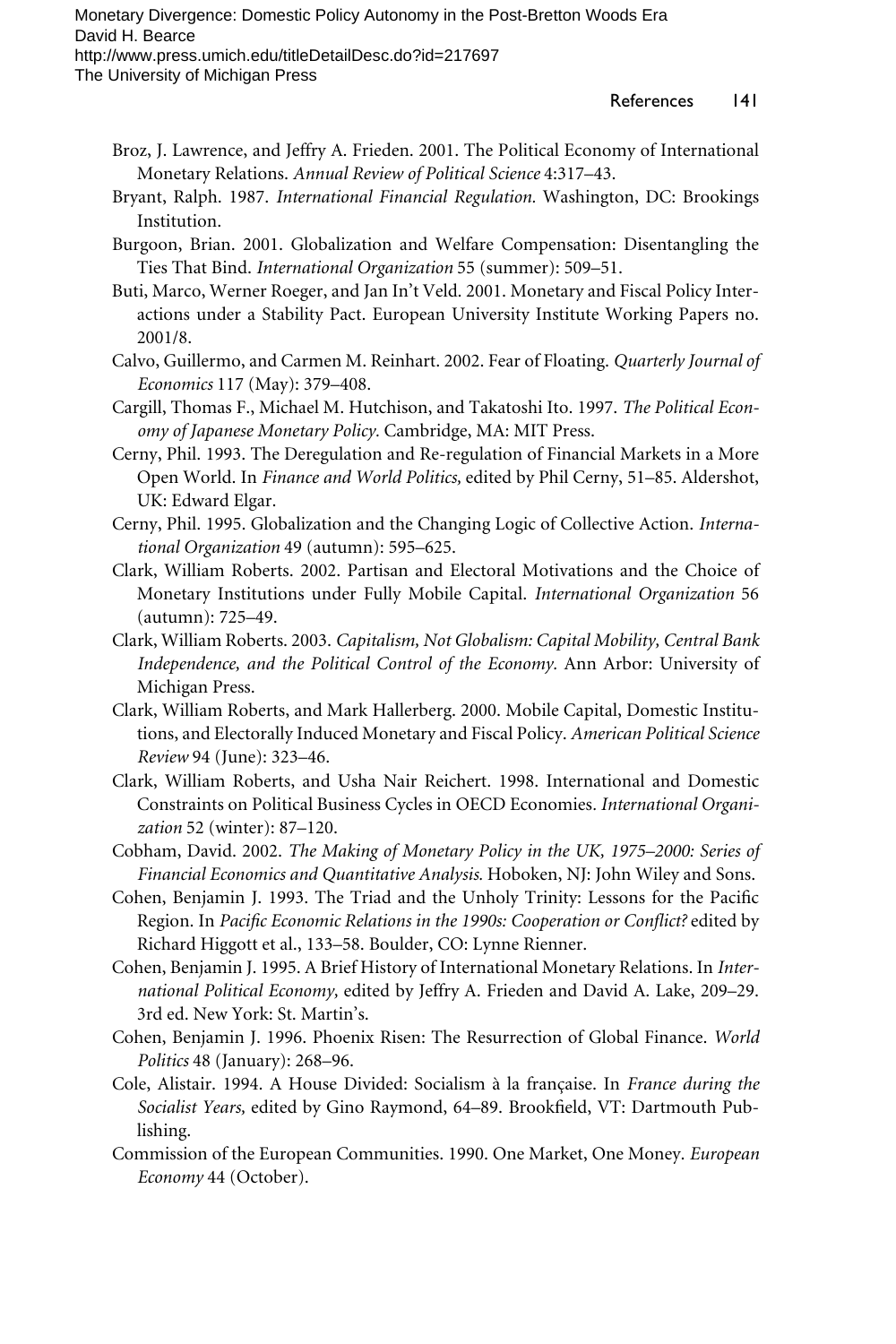Broz, J. Lawrence, and Jeffry A. Frieden. 2001. The Political Economy of International Monetary Relations. *Annual Review of Political Science* 4:317–43.

Bryant, Ralph. 1987. *International Financial Regulation.* Washington, DC: Brookings Institution.

Burgoon, Brian. 2001. Globalization and Welfare Compensation: Disentangling the Ties That Bind. *International Organization* 55 (summer): 509–51.

Buti, Marco, Werner Roeger, and Jan In't Veld. 2001. Monetary and Fiscal Policy Interactions under a Stability Pact. European University Institute Working Papers no. 2001/8.

Calvo, Guillermo, and Carmen M. Reinhart. 2002. Fear of Floating. *Quarterly Journal of Economics* 117 (May): 379–408.

Cargill, Thomas F., Michael M. Hutchison, and Takatoshi Ito. 1997. *The Political Economy of Japanese Monetary Policy.* Cambridge, MA: MIT Press.

Cerny, Phil. 1993. The Deregulation and Re-regulation of Financial Markets in a More Open World. In *Finance and World Politics,* edited by Phil Cerny, 51–85. Aldershot, UK: Edward Elgar.

Cerny, Phil. 1995. Globalization and the Changing Logic of Collective Action. *International Organization* 49 (autumn): 595–625.

Clark, William Roberts. 2002. Partisan and Electoral Motivations and the Choice of Monetary Institutions under Fully Mobile Capital. *International Organization* 56 (autumn): 725–49.

Clark, William Roberts. 2003. *Capitalism, Not Globalism: Capital Mobility, Central Bank Independence, and the Political Control of the Economy.* Ann Arbor: University of Michigan Press.

Clark, William Roberts, and Mark Hallerberg. 2000. Mobile Capital, Domestic Institutions, and Electorally Induced Monetary and Fiscal Policy. *American Political Science Review* 94 (June): 323–46.

Clark, William Roberts, and Usha Nair Reichert. 1998. International and Domestic Constraints on Political Business Cycles in OECD Economies. *International Organization* 52 (winter): 87–120.

Cobham, David. 2002. *The Making of Monetary Policy in the UK, 1975–2000: Series of Financial Economics and Quantitative Analysis.* Hoboken, NJ: John Wiley and Sons.

Cohen, Benjamin J. 1993. The Triad and the Unholy Trinity: Lessons for the Pacific Region. In *Pacific Economic Relations in the 1990s: Cooperation or Conflict?* edited by Richard Higgott et al., 133–58. Boulder, CO: Lynne Rienner.

Cohen, Benjamin J. 1995. A Brief History of International Monetary Relations. In *International Political Economy,* edited by Jeffry A. Frieden and David A. Lake, 209–29. 3rd ed. New York: St. Martin's.

Cohen, Benjamin J. 1996. Phoenix Risen: The Resurrection of Global Finance. *World Politics* 48 (January): 268–96.

Cole, Alistair. 1994. A House Divided: Socialism à la française. In *France during the Socialist Years,* edited by Gino Raymond, 64–89. Brookfield, VT: Dartmouth Publishing.

Commission of the European Communities. 1990. One Market, One Money. *European Economy* 44 (October).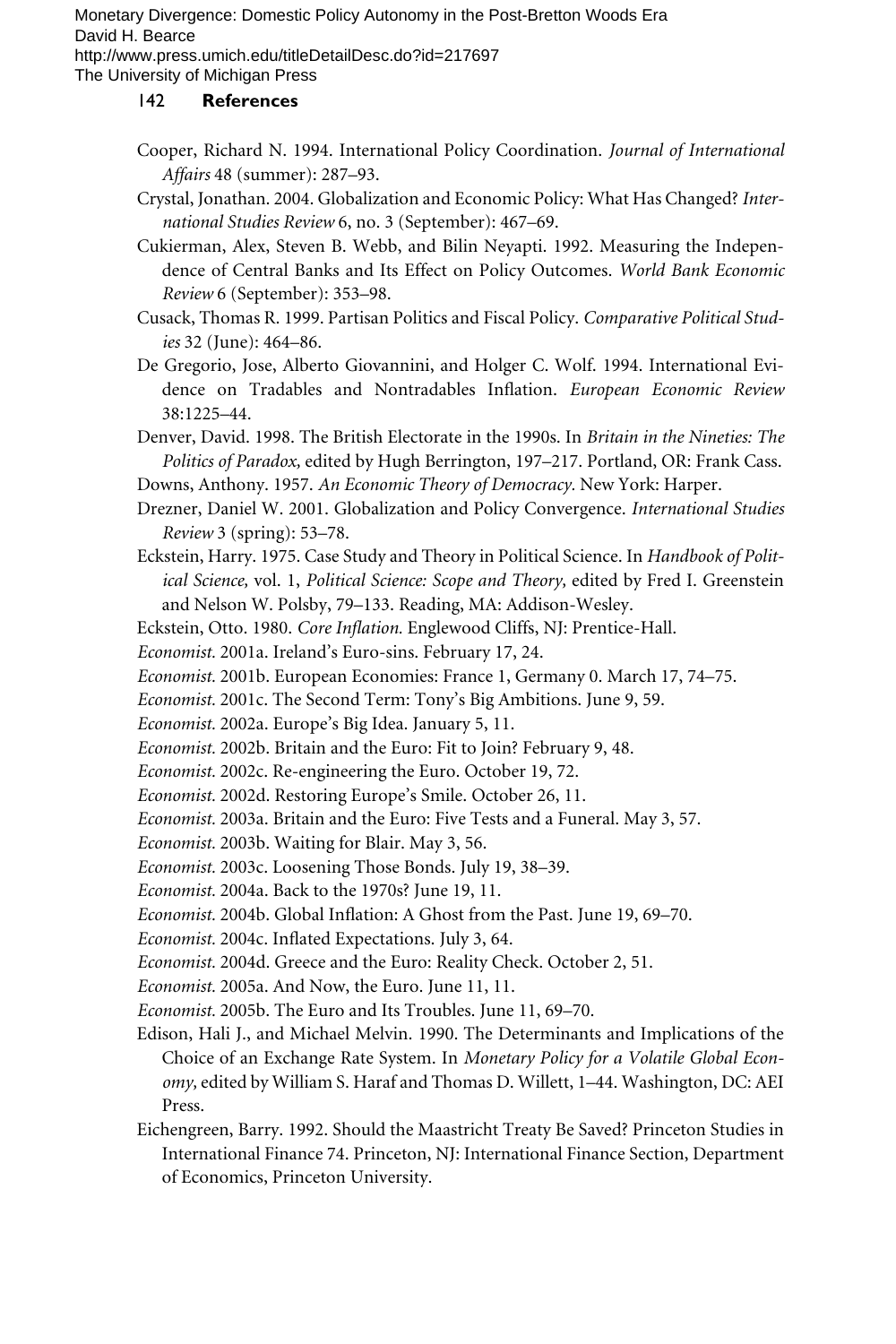Cooper, Richard N. 1994. International Policy Coordination. *Journal of International Affairs* 48 (summer): 287–93.

Crystal, Jonathan. 2004. Globalization and Economic Policy: What Has Changed? *International Studies Review* 6, no. 3 (September): 467–69.

Cukierman, Alex, Steven B. Webb, and Bilin Neyapti. 1992. Measuring the Independence of Central Banks and Its Effect on Policy Outcomes. *World Bank Economic Review* 6 (September): 353–98.

Cusack, Thomas R. 1999. Partisan Politics and Fiscal Policy. *Comparative Political Studies* 32 (June): 464–86.

De Gregorio, Jose, Alberto Giovannini, and Holger C. Wolf. 1994. International Evidence on Tradables and Nontradables Inflation. *European Economic Review* 38:1225–44.

Denver, David. 1998. The British Electorate in the 1990s. In *Britain in the Nineties: The Politics of Paradox,* edited by Hugh Berrington, 197–217. Portland, OR: Frank Cass.

Downs, Anthony. 1957. *An Economic Theory of Democracy.* New York: Harper.

Drezner, Daniel W. 2001. Globalization and Policy Convergence. *International Studies Review* 3 (spring): 53–78.

Eckstein, Harry. 1975. Case Study and Theory in Political Science. In *Handbook of Political Science,* vol. 1, *Political Science: Scope and Theory,* edited by Fred I. Greenstein and Nelson W. Polsby, 79–133. Reading, MA: Addison-Wesley.

Eckstein, Otto. 1980. *Core Inflation.* Englewood Cliffs, NJ: Prentice-Hall.

*Economist.* 2001a. Ireland's Euro-sins. February 17, 24.

*Economist.* 2001b. European Economies: France 1, Germany 0. March 17, 74–75.

*Economist.* 2001c. The Second Term: Tony's Big Ambitions. June 9, 59.

*Economist.* 2002a. Europe's Big Idea. January 5, 11.

*Economist.* 2002b. Britain and the Euro: Fit to Join? February 9, 48.

*Economist.* 2002c. Re-engineering the Euro. October 19, 72.

*Economist.* 2002d. Restoring Europe's Smile. October 26, 11.

*Economist.* 2003a. Britain and the Euro: Five Tests and a Funeral. May 3, 57.

*Economist.* 2003b. Waiting for Blair. May 3, 56.

*Economist.* 2003c. Loosening Those Bonds. July 19, 38–39.

*Economist.* 2004a. Back to the 1970s? June 19, 11.

*Economist.* 2004b. Global Inflation: A Ghost from the Past. June 19, 69–70.

*Economist.* 2004c. Inflated Expectations. July 3, 64.

*Economist.* 2004d. Greece and the Euro: Reality Check. October 2, 51.

*Economist.* 2005a. And Now, the Euro. June 11, 11.

*Economist.* 2005b. The Euro and Its Troubles. June 11, 69–70.

Edison, Hali J., and Michael Melvin. 1990. The Determinants and Implications of the Choice of an Exchange Rate System. In *Monetary Policy for a Volatile Global Economy,* edited by William S. Haraf and Thomas D. Willett, 1–44. Washington, DC: AEI Press.

Eichengreen, Barry. 1992. Should the Maastricht Treaty Be Saved? Princeton Studies in International Finance 74. Princeton, NJ: International Finance Section, Department of Economics, Princeton University.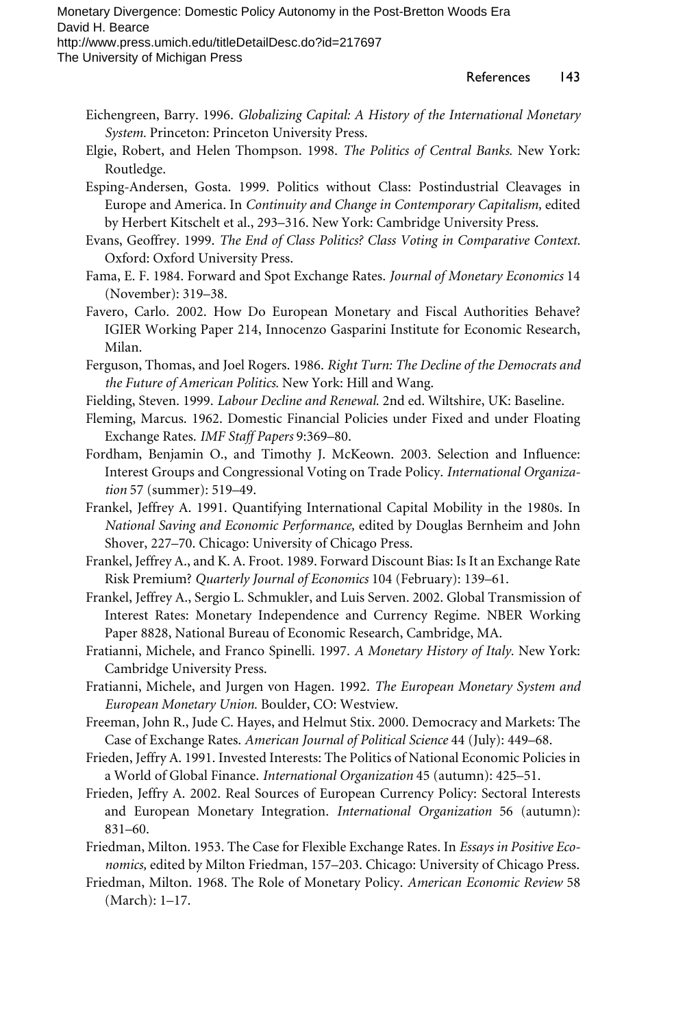Eichengreen, Barry. 1996. *Globalizing Capital: A History of the International Monetary System.* Princeton: Princeton University Press.

Elgie, Robert, and Helen Thompson. 1998. *The Politics of Central Banks.* New York: Routledge.

Esping-Andersen, Gosta. 1999. Politics without Class: Postindustrial Cleavages in Europe and America. In *Continuity and Change in Contemporary Capitalism,* edited by Herbert Kitschelt et al., 293–316. New York: Cambridge University Press.

Evans, Geoffrey. 1999. *The End of Class Politics? Class Voting in Comparative Context.* Oxford: Oxford University Press.

Fama, E. F. 1984. Forward and Spot Exchange Rates. *Journal of Monetary Economics* 14 (November): 319–38.

Favero, Carlo. 2002. How Do European Monetary and Fiscal Authorities Behave? IGIER Working Paper 214, Innocenzo Gasparini Institute for Economic Research, Milan.

Ferguson, Thomas, and Joel Rogers. 1986. *Right Turn: The Decline of the Democrats and the Future of American Politics.* New York: Hill and Wang.

Fielding, Steven. 1999. *Labour Decline and Renewal.* 2nd ed. Wiltshire, UK: Baseline.

Fleming, Marcus. 1962. Domestic Financial Policies under Fixed and under Floating Exchange Rates. *IMF Staff Papers* 9:369–80.

Fordham, Benjamin O., and Timothy J. McKeown. 2003. Selection and Influence: Interest Groups and Congressional Voting on Trade Policy. *International Organization* 57 (summer): 519–49.

Frankel, Jeffrey A. 1991. Quantifying International Capital Mobility in the 1980s. In *National Saving and Economic Performance,* edited by Douglas Bernheim and John Shover, 227–70. Chicago: University of Chicago Press.

Frankel, Jeffrey A., and K. A. Froot. 1989. Forward Discount Bias: Is It an Exchange Rate Risk Premium? *Quarterly Journal of Economics* 104 (February): 139–61.

Frankel, Jeffrey A., Sergio L. Schmukler, and Luis Serven. 2002. Global Transmission of Interest Rates: Monetary Independence and Currency Regime. NBER Working Paper 8828, National Bureau of Economic Research, Cambridge, MA.

Fratianni, Michele, and Franco Spinelli. 1997. *A Monetary History of Italy.* New York: Cambridge University Press.

Fratianni, Michele, and Jurgen von Hagen. 1992. *The European Monetary System and European Monetary Union.* Boulder, CO: Westview.

Freeman, John R., Jude C. Hayes, and Helmut Stix. 2000. Democracy and Markets: The Case of Exchange Rates. *American Journal of Political Science* 44 (July): 449–68.

Frieden, Jeffry A. 1991. Invested Interests: The Politics of National Economic Policies in a World of Global Finance. *International Organization* 45 (autumn): 425–51.

Frieden, Jeffry A. 2002. Real Sources of European Currency Policy: Sectoral Interests and European Monetary Integration. *International Organization* 56 (autumn): 831–60.

Friedman, Milton. 1953. The Case for Flexible Exchange Rates. In *Essays in Positive Economics,* edited by Milton Friedman, 157–203. Chicago: University of Chicago Press.

Friedman, Milton. 1968. The Role of Monetary Policy. *American Economic Review* 58 (March): 1–17.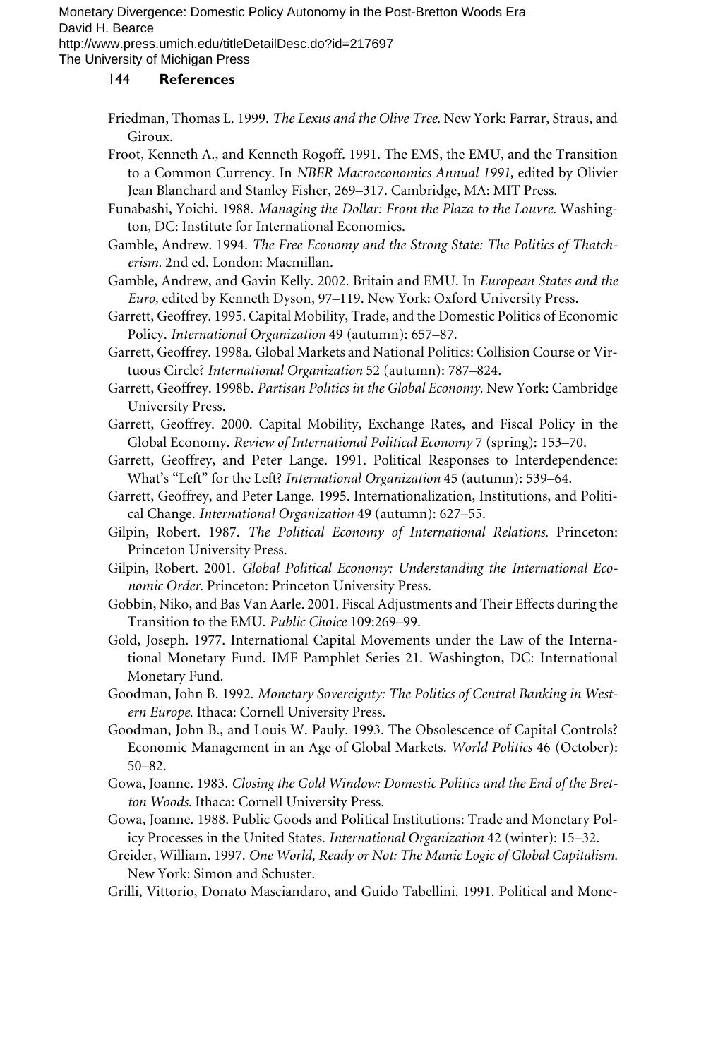Friedman, Thomas L. 1999. *The Lexus and the Olive Tree.* New York: Farrar, Straus, and Giroux.

Froot, Kenneth A., and Kenneth Rogoff. 1991. The EMS, the EMU, and the Transition to a Common Currency. In *NBER Macroeconomics Annual 1991,* edited by Olivier Jean Blanchard and Stanley Fisher, 269–317. Cambridge, MA: MIT Press.

Funabashi, Yoichi. 1988. *Managing the Dollar: From the Plaza to the Louvre.* Washington, DC: Institute for International Economics.

Gamble, Andrew. 1994. *The Free Economy and the Strong State: The Politics of Thatcherism.* 2nd ed. London: Macmillan.

Gamble, Andrew, and Gavin Kelly. 2002. Britain and EMU. In *European States and the Euro,* edited by Kenneth Dyson, 97–119. New York: Oxford University Press.

Garrett, Geoffrey. 1995. Capital Mobility, Trade, and the Domestic Politics of Economic Policy. *International Organization* 49 (autumn): 657–87.

Garrett, Geoffrey. 1998a. Global Markets and National Politics: Collision Course or Virtuous Circle? *International Organization* 52 (autumn): 787–824.

Garrett, Geoffrey. 1998b. *Partisan Politics in the Global Economy.* New York: Cambridge University Press.

Garrett, Geoffrey. 2000. Capital Mobility, Exchange Rates, and Fiscal Policy in the Global Economy. *Review of International Political Economy* 7 (spring): 153–70.

Garrett, Geoffrey, and Peter Lange. 1991. Political Responses to Interdependence: What's "Left" for the Left? *International Organization* 45 (autumn): 539–64.

Garrett, Geoffrey, and Peter Lange. 1995. Internationalization, Institutions, and Political Change. *International Organization* 49 (autumn): 627–55.

Gilpin, Robert. 1987. *The Political Economy of International Relations.* Princeton: Princeton University Press.

Gilpin, Robert. 2001. *Global Political Economy: Understanding the International Economic Order.* Princeton: Princeton University Press.

Gobbin, Niko, and Bas Van Aarle. 2001. Fiscal Adjustments and Their Effects during the Transition to the EMU. *Public Choice* 109:269–99.

Gold, Joseph. 1977. International Capital Movements under the Law of the International Monetary Fund. IMF Pamphlet Series 21. Washington, DC: International Monetary Fund.

Goodman, John B. 1992. *Monetary Sovereignty: The Politics of Central Banking in Western Europe.* Ithaca: Cornell University Press.

Goodman, John B., and Louis W. Pauly. 1993. The Obsolescence of Capital Controls? Economic Management in an Age of Global Markets. *World Politics* 46 (October): 50–82.

Gowa, Joanne. 1983. *Closing the Gold Window: Domestic Politics and the End of the Bretton Woods.* Ithaca: Cornell University Press.

Gowa, Joanne. 1988. Public Goods and Political Institutions: Trade and Monetary Policy Processes in the United States. *International Organization* 42 (winter): 15–32.

Greider, William. 1997. *One World, Ready or Not: The Manic Logic of Global Capitalism.* New York: Simon and Schuster.

Grilli, Vittorio, Donato Masciandaro, and Guido Tabellini. 1991. Political and Mone-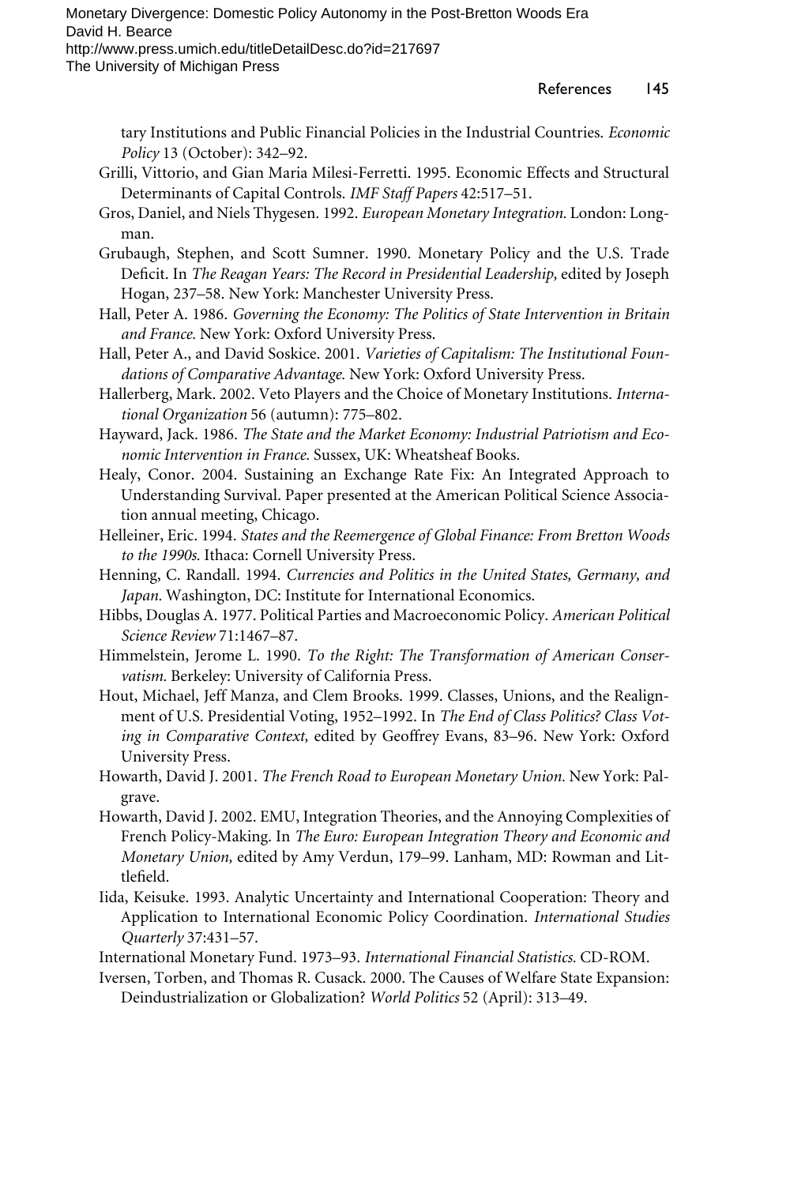tary Institutions and Public Financial Policies in the Industrial Countries. *Economic Policy* 13 (October): 342–92.

Grilli, Vittorio, and Gian Maria Milesi-Ferretti. 1995. Economic Effects and Structural Determinants of Capital Controls. *IMF Staff Papers* 42:517–51.

Gros, Daniel, and Niels Thygesen. 1992. *European Monetary Integration.* London: Longman.

Grubaugh, Stephen, and Scott Sumner. 1990. Monetary Policy and the U.S. Trade Deficit. In *The Reagan Years: The Record in Presidential Leadership,* edited by Joseph Hogan, 237–58. New York: Manchester University Press.

Hall, Peter A. 1986. *Governing the Economy: The Politics of State Intervention in Britain and France.* New York: Oxford University Press.

Hall, Peter A., and David Soskice. 2001. *Varieties of Capitalism: The Institutional Foundations of Comparative Advantage.* New York: Oxford University Press.

Hallerberg, Mark. 2002. Veto Players and the Choice of Monetary Institutions. *International Organization* 56 (autumn): 775–802.

Hayward, Jack. 1986. *The State and the Market Economy: Industrial Patriotism and Economic Intervention in France.* Sussex, UK: Wheatsheaf Books.

Healy, Conor. 2004. Sustaining an Exchange Rate Fix: An Integrated Approach to Understanding Survival. Paper presented at the American Political Science Association annual meeting, Chicago.

Helleiner, Eric. 1994. *States and the Reemergence of Global Finance: From Bretton Woods to the 1990s.* Ithaca: Cornell University Press.

Henning, C. Randall. 1994. *Currencies and Politics in the United States, Germany, and Japan.* Washington, DC: Institute for International Economics.

Hibbs, Douglas A. 1977. Political Parties and Macroeconomic Policy. *American Political Science Review* 71:1467–87.

Himmelstein, Jerome L. 1990. *To the Right: The Transformation of American Conservatism.* Berkeley: University of California Press.

Hout, Michael, Jeff Manza, and Clem Brooks. 1999. Classes, Unions, and the Realignment of U.S. Presidential Voting, 1952–1992. In *The End of Class Politics? Class Voting in Comparative Context,* edited by Geoffrey Evans, 83–96. New York: Oxford University Press.

Howarth, David J. 2001. *The French Road to European Monetary Union.* New York: Palgrave.

Howarth, David J. 2002. EMU, Integration Theories, and the Annoying Complexities of French Policy-Making. In *The Euro: European Integration Theory and Economic and Monetary Union,* edited by Amy Verdun, 179–99. Lanham, MD: Rowman and Littlefield.

Iida, Keisuke. 1993. Analytic Uncertainty and International Cooperation: Theory and Application to International Economic Policy Coordination. *International Studies Quarterly* 37:431–57.

International Monetary Fund. 1973–93. *International Financial Statistics.* CD-ROM.

Iversen, Torben, and Thomas R. Cusack. 2000. The Causes of Welfare State Expansion: Deindustrialization or Globalization? *World Politics* 52 (April): 313–49.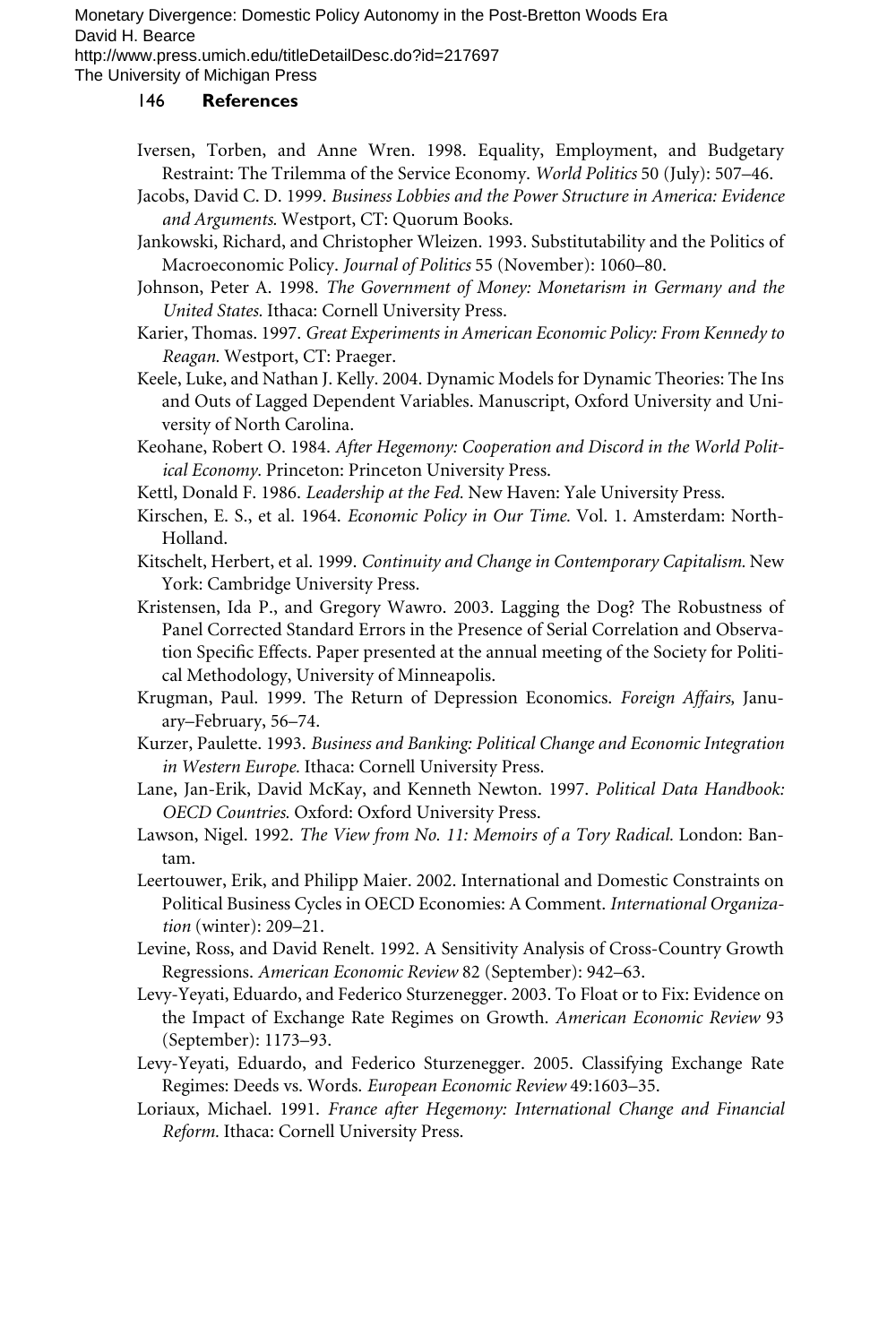Iversen, Torben, and Anne Wren. 1998. Equality, Employment, and Budgetary Restraint: The Trilemma of the Service Economy. *World Politics* 50 (July): 507–46.

Jacobs, David C. D. 1999. *Business Lobbies and the Power Structure in America: Evidence and Arguments.* Westport, CT: Quorum Books.

Jankowski, Richard, and Christopher Wleizen. 1993. Substitutability and the Politics of Macroeconomic Policy. *Journal of Politics* 55 (November): 1060–80.

Johnson, Peter A. 1998. *The Government of Money: Monetarism in Germany and the United States.* Ithaca: Cornell University Press.

Karier, Thomas. 1997. *Great Experiments in American Economic Policy: From Kennedy to Reagan.* Westport, CT: Praeger.

Keele, Luke, and Nathan J. Kelly. 2004. Dynamic Models for Dynamic Theories: The Ins and Outs of Lagged Dependent Variables. Manuscript, Oxford University and University of North Carolina.

Keohane, Robert O. 1984. *After Hegemony: Cooperation and Discord in the World Political Economy.* Princeton: Princeton University Press.

Kettl, Donald F. 1986. *Leadership at the Fed.* New Haven: Yale University Press.

Kirschen, E. S., et al. 1964. *Economic Policy in Our Time.* Vol. 1. Amsterdam: North-Holland.

Kitschelt, Herbert, et al. 1999. *Continuity and Change in Contemporary Capitalism.* New York: Cambridge University Press.

Kristensen, Ida P., and Gregory Wawro. 2003. Lagging the Dog? The Robustness of Panel Corrected Standard Errors in the Presence of Serial Correlation and Observation Specific Effects. Paper presented at the annual meeting of the Society for Political Methodology, University of Minneapolis.

Krugman, Paul. 1999. The Return of Depression Economics. *Foreign Affairs,* January–February, 56–74.

Kurzer, Paulette. 1993. *Business and Banking: Political Change and Economic Integration in Western Europe.* Ithaca: Cornell University Press.

Lane, Jan-Erik, David McKay, and Kenneth Newton. 1997. *Political Data Handbook: OECD Countries.* Oxford: Oxford University Press.

Lawson, Nigel. 1992. *The View from No. 11: Memoirs of a Tory Radical.* London: Bantam.

Leertouwer, Erik, and Philipp Maier. 2002. International and Domestic Constraints on Political Business Cycles in OECD Economies: A Comment. *International Organization* (winter): 209–21.

Levine, Ross, and David Renelt. 1992. A Sensitivity Analysis of Cross-Country Growth Regressions. *American Economic Review* 82 (September): 942–63.

Levy-Yeyati, Eduardo, and Federico Sturzenegger. 2003. To Float or to Fix: Evidence on the Impact of Exchange Rate Regimes on Growth. *American Economic Review* 93 (September): 1173–93.

Levy-Yeyati, Eduardo, and Federico Sturzenegger. 2005. Classifying Exchange Rate Regimes: Deeds vs. Words. *European Economic Review* 49:1603–35.

Loriaux, Michael. 1991. *France after Hegemony: International Change and Financial Reform.* Ithaca: Cornell University Press.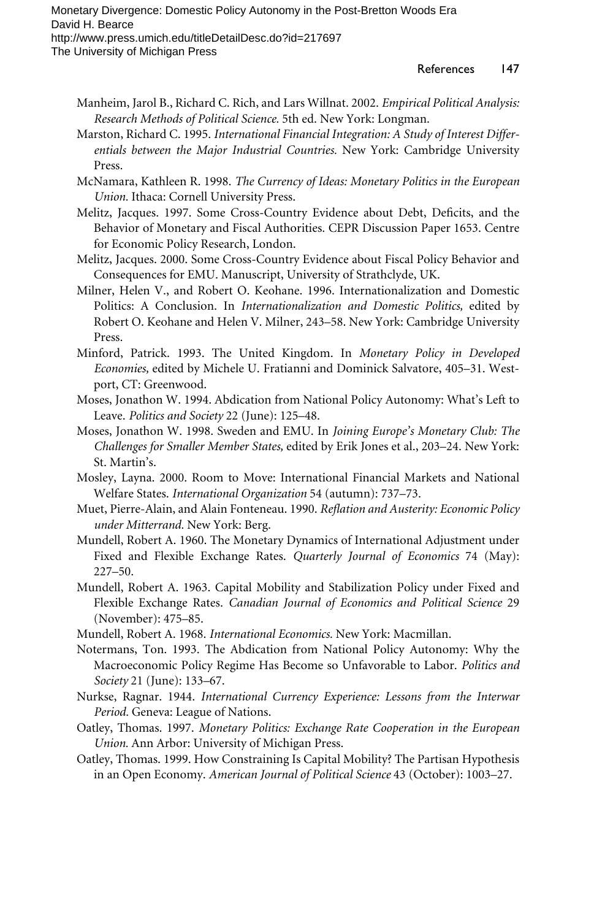Manheim, Jarol B., Richard C. Rich, and Lars Willnat. 2002. *Empirical Political Analysis: Research Methods of Political Science.* 5th ed. New York: Longman.

Marston, Richard C. 1995. *International Financial Integration: A Study of Interest Differentials between the Major Industrial Countries.* New York: Cambridge University Press.

McNamara, Kathleen R. 1998. *The Currency of Ideas: Monetary Politics in the European Union.* Ithaca: Cornell University Press.

Melitz, Jacques. 1997. Some Cross-Country Evidence about Debt, Deficits, and the Behavior of Monetary and Fiscal Authorities. CEPR Discussion Paper 1653. Centre for Economic Policy Research, London.

Melitz, Jacques. 2000. Some Cross-Country Evidence about Fiscal Policy Behavior and Consequences for EMU. Manuscript, University of Strathclyde, UK.

Milner, Helen V., and Robert O. Keohane. 1996. Internationalization and Domestic Politics: A Conclusion. In *Internationalization and Domestic Politics,* edited by Robert O. Keohane and Helen V. Milner, 243–58. New York: Cambridge University Press.

Minford, Patrick. 1993. The United Kingdom. In *Monetary Policy in Developed Economies,* edited by Michele U. Fratianni and Dominick Salvatore, 405–31. Westport, CT: Greenwood.

Moses, Jonathon W. 1994. Abdication from National Policy Autonomy: What's Left to Leave. *Politics and Society* 22 (June): 125–48.

Moses, Jonathon W. 1998. Sweden and EMU. In *Joining Europe's Monetary Club: The Challenges for Smaller Member States,* edited by Erik Jones et al., 203–24. New York: St. Martin's.

Mosley, Layna. 2000. Room to Move: International Financial Markets and National Welfare States. *International Organization* 54 (autumn): 737–73.

Muet, Pierre-Alain, and Alain Fonteneau. 1990. *Reflation and Austerity: Economic Policy under Mitterrand.* New York: Berg.

Mundell, Robert A. 1960. The Monetary Dynamics of International Adjustment under Fixed and Flexible Exchange Rates. *Quarterly Journal of Economics* 74 (May): 227–50.

Mundell, Robert A. 1963. Capital Mobility and Stabilization Policy under Fixed and Flexible Exchange Rates. *Canadian Journal of Economics and Political Science* 29 (November): 475–85.

Mundell, Robert A. 1968. *International Economics.* New York: Macmillan.

Notermans, Ton. 1993. The Abdication from National Policy Autonomy: Why the Macroeconomic Policy Regime Has Become so Unfavorable to Labor. *Politics and Society* 21 (June): 133–67.

Nurkse, Ragnar. 1944. *International Currency Experience: Lessons from the Interwar Period.* Geneva: League of Nations.

Oatley, Thomas. 1997. *Monetary Politics: Exchange Rate Cooperation in the European Union.* Ann Arbor: University of Michigan Press.

Oatley, Thomas. 1999. How Constraining Is Capital Mobility? The Partisan Hypothesis in an Open Economy. *American Journal of Political Science* 43 (October): 1003–27.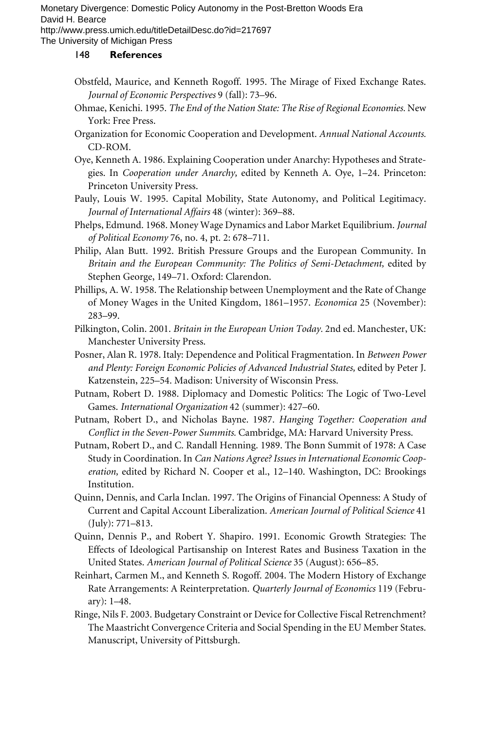Obstfeld, Maurice, and Kenneth Rogoff. 1995. The Mirage of Fixed Exchange Rates. *Journal of Economic Perspectives* 9 (fall): 73–96.

Ohmae, Kenichi. 1995. *The End of the Nation State: The Rise of Regional Economies.* New York: Free Press.

Organization for Economic Cooperation and Development. *Annual National Accounts.* CD-ROM.

Oye, Kenneth A. 1986. Explaining Cooperation under Anarchy: Hypotheses and Strategies. In *Cooperation under Anarchy,* edited by Kenneth A. Oye, 1–24. Princeton: Princeton University Press.

Pauly, Louis W. 1995. Capital Mobility, State Autonomy, and Political Legitimacy. *Journal of International Affairs* 48 (winter): 369–88.

Phelps, Edmund. 1968. Money Wage Dynamics and Labor Market Equilibrium. *Journal of Political Economy* 76, no. 4, pt. 2: 678–711.

Philip, Alan Butt. 1992. British Pressure Groups and the European Community. In *Britain and the European Community: The Politics of Semi-Detachment,* edited by Stephen George, 149–71. Oxford: Clarendon.

Phillips, A. W. 1958. The Relationship between Unemployment and the Rate of Change of Money Wages in the United Kingdom, 1861–1957. *Economica* 25 (November): 283–99.

Pilkington, Colin. 2001. *Britain in the European Union Today.* 2nd ed. Manchester, UK: Manchester University Press.

Posner, Alan R. 1978. Italy: Dependence and Political Fragmentation. In *Between Power and Plenty: Foreign Economic Policies of Advanced Industrial States,* edited by Peter J. Katzenstein, 225–54. Madison: University of Wisconsin Press.

Putnam, Robert D. 1988. Diplomacy and Domestic Politics: The Logic of Two-Level Games. *International Organization* 42 (summer): 427–60.

Putnam, Robert D., and Nicholas Bayne. 1987. *Hanging Together: Cooperation and Conflict in the Seven-Power Summits.* Cambridge, MA: Harvard University Press.

Putnam, Robert D., and C. Randall Henning. 1989. The Bonn Summit of 1978: A Case Study in Coordination. In *Can Nations Agree? Issues in International Economic Cooperation,* edited by Richard N. Cooper et al., 12–140. Washington, DC: Brookings Institution.

Quinn, Dennis, and Carla Inclan. 1997. The Origins of Financial Openness: A Study of Current and Capital Account Liberalization. *American Journal of Political Science* 41 (July): 771–813.

Quinn, Dennis P., and Robert Y. Shapiro. 1991. Economic Growth Strategies: The Effects of Ideological Partisanship on Interest Rates and Business Taxation in the United States. *American Journal of Political Science* 35 (August): 656–85.

Reinhart, Carmen M., and Kenneth S. Rogoff. 2004. The Modern History of Exchange Rate Arrangements: A Reinterpretation. *Quarterly Journal of Economics* 119 (February): 1–48.

Ringe, Nils F. 2003. Budgetary Constraint or Device for Collective Fiscal Retrenchment? The Maastricht Convergence Criteria and Social Spending in the EU Member States. Manuscript, University of Pittsburgh.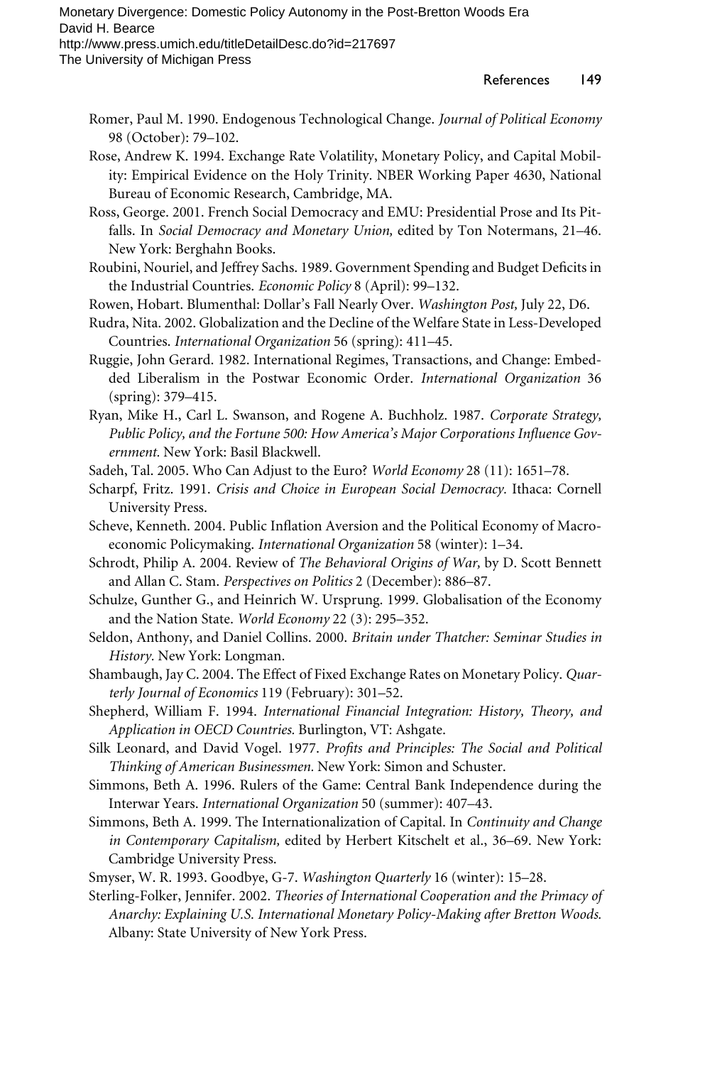Romer, Paul M. 1990. Endogenous Technological Change. *Journal of Political Economy* 98 (October): 79–102.

Rose, Andrew K. 1994. Exchange Rate Volatility, Monetary Policy, and Capital Mobility: Empirical Evidence on the Holy Trinity. NBER Working Paper 4630, National Bureau of Economic Research, Cambridge, MA.

Ross, George. 2001. French Social Democracy and EMU: Presidential Prose and Its Pitfalls. In *Social Democracy and Monetary Union,* edited by Ton Notermans, 21–46. New York: Berghahn Books.

Roubini, Nouriel, and Jeffrey Sachs. 1989. Government Spending and Budget Deficits in the Industrial Countries. *Economic Policy* 8 (April): 99–132.

Rowen, Hobart. Blumenthal: Dollar's Fall Nearly Over. *Washington Post,* July 22, D6.

Rudra, Nita. 2002. Globalization and the Decline of the Welfare State in Less-Developed Countries. *International Organization* 56 (spring): 411–45.

Ruggie, John Gerard. 1982. International Regimes, Transactions, and Change: Embedded Liberalism in the Postwar Economic Order. *International Organization* 36 (spring): 379–415.

Ryan, Mike H., Carl L. Swanson, and Rogene A. Buchholz. 1987. *Corporate Strategy, Public Policy, and the Fortune 500: How America's Major Corporations Influence Government.* New York: Basil Blackwell.

Sadeh, Tal. 2005. Who Can Adjust to the Euro? *World Economy* 28 (11): 1651–78.

Scharpf, Fritz. 1991. *Crisis and Choice in European Social Democracy.* Ithaca: Cornell University Press.

Scheve, Kenneth. 2004. Public Inflation Aversion and the Political Economy of Macroeconomic Policymaking. *International Organization* 58 (winter): 1–34.

Schrodt, Philip A. 2004. Review of *The Behavioral Origins of War,* by D. Scott Bennett and Allan C. Stam. *Perspectives on Politics* 2 (December): 886–87.

Schulze, Gunther G., and Heinrich W. Ursprung. 1999. Globalisation of the Economy and the Nation State. *World Economy* 22 (3): 295–352.

Seldon, Anthony, and Daniel Collins. 2000. *Britain under Thatcher: Seminar Studies in History.* New York: Longman.

Shambaugh, Jay C. 2004. The Effect of Fixed Exchange Rates on Monetary Policy. *Quarterly Journal of Economics* 119 (February): 301–52.

Shepherd, William F. 1994. *International Financial Integration: History, Theory, and Application in OECD Countries.* Burlington, VT: Ashgate.

Silk Leonard, and David Vogel. 1977. *Profits and Principles: The Social and Political Thinking of American Businessmen.* New York: Simon and Schuster.

Simmons, Beth A. 1996. Rulers of the Game: Central Bank Independence during the Interwar Years. *International Organization* 50 (summer): 407–43.

Simmons, Beth A. 1999. The Internationalization of Capital. In *Continuity and Change in Contemporary Capitalism,* edited by Herbert Kitschelt et al., 36–69. New York: Cambridge University Press.

Smyser, W. R. 1993. Goodbye, G-7. *Washington Quarterly* 16 (winter): 15–28.

Sterling-Folker, Jennifer. 2002. *Theories of International Cooperation and the Primacy of Anarchy: Explaining U.S. International Monetary Policy-Making after Bretton Woods.* Albany: State University of New York Press.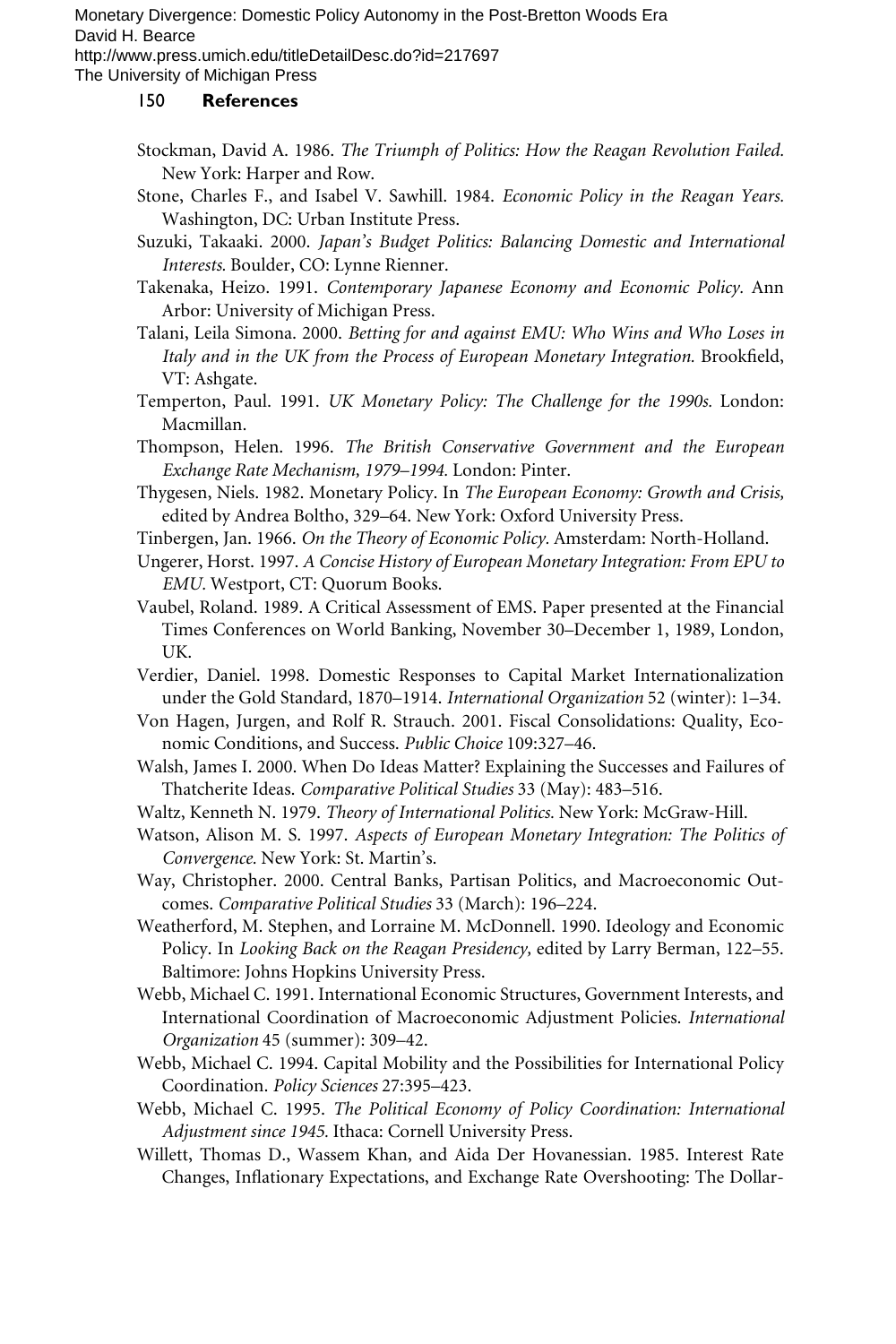Stockman, David A. 1986. *The Triumph of Politics: How the Reagan Revolution Failed.* New York: Harper and Row.

Stone, Charles F., and Isabel V. Sawhill. 1984. *Economic Policy in the Reagan Years.* Washington, DC: Urban Institute Press.

Suzuki, Takaaki. 2000. *Japan's Budget Politics: Balancing Domestic and International Interests.* Boulder, CO: Lynne Rienner.

Takenaka, Heizo. 1991. *Contemporary Japanese Economy and Economic Policy.* Ann Arbor: University of Michigan Press.

Talani, Leila Simona. 2000. *Betting for and against EMU: Who Wins and Who Loses in Italy and in the UK from the Process of European Monetary Integration.* Brookfield, VT: Ashgate.

Temperton, Paul. 1991. *UK Monetary Policy: The Challenge for the 1990s.* London: Macmillan.

Thompson, Helen. 1996. *The British Conservative Government and the European Exchange Rate Mechanism, 1979–1994.* London: Pinter.

Thygesen, Niels. 1982. Monetary Policy. In *The European Economy: Growth and Crisis,* edited by Andrea Boltho, 329–64. New York: Oxford University Press.

Tinbergen, Jan. 1966. *On the Theory of Economic Policy.* Amsterdam: North-Holland.

Ungerer, Horst. 1997. *A Concise History of European Monetary Integration: From EPU to EMU.* Westport, CT: Quorum Books.

Vaubel, Roland. 1989. A Critical Assessment of EMS. Paper presented at the Financial Times Conferences on World Banking, November 30–December 1, 1989, London, UK.

Verdier, Daniel. 1998. Domestic Responses to Capital Market Internationalization under the Gold Standard, 1870–1914. *International Organization* 52 (winter): 1–34.

Von Hagen, Jurgen, and Rolf R. Strauch. 2001. Fiscal Consolidations: Quality, Economic Conditions, and Success. *Public Choice* 109:327–46.

Walsh, James I. 2000. When Do Ideas Matter? Explaining the Successes and Failures of Thatcherite Ideas. *Comparative Political Studies* 33 (May): 483–516.

Waltz, Kenneth N. 1979. *Theory of International Politics.* New York: McGraw-Hill.

Watson, Alison M. S. 1997. *Aspects of European Monetary Integration: The Politics of Convergence.* New York: St. Martin's.

Way, Christopher. 2000. Central Banks, Partisan Politics, and Macroeconomic Outcomes. *Comparative Political Studies* 33 (March): 196–224.

Weatherford, M. Stephen, and Lorraine M. McDonnell. 1990. Ideology and Economic Policy. In *Looking Back on the Reagan Presidency,* edited by Larry Berman, 122–55. Baltimore: Johns Hopkins University Press.

Webb, Michael C. 1991. International Economic Structures, Government Interests, and International Coordination of Macroeconomic Adjustment Policies. *International Organization* 45 (summer): 309–42.

Webb, Michael C. 1994. Capital Mobility and the Possibilities for International Policy Coordination. *Policy Sciences* 27:395–423.

Webb, Michael C. 1995. *The Political Economy of Policy Coordination: International Adjustment since 1945.* Ithaca: Cornell University Press.

Willett, Thomas D., Wassem Khan, and Aida Der Hovanessian. 1985. Interest Rate Changes, Inflationary Expectations, and Exchange Rate Overshooting: The Dollar-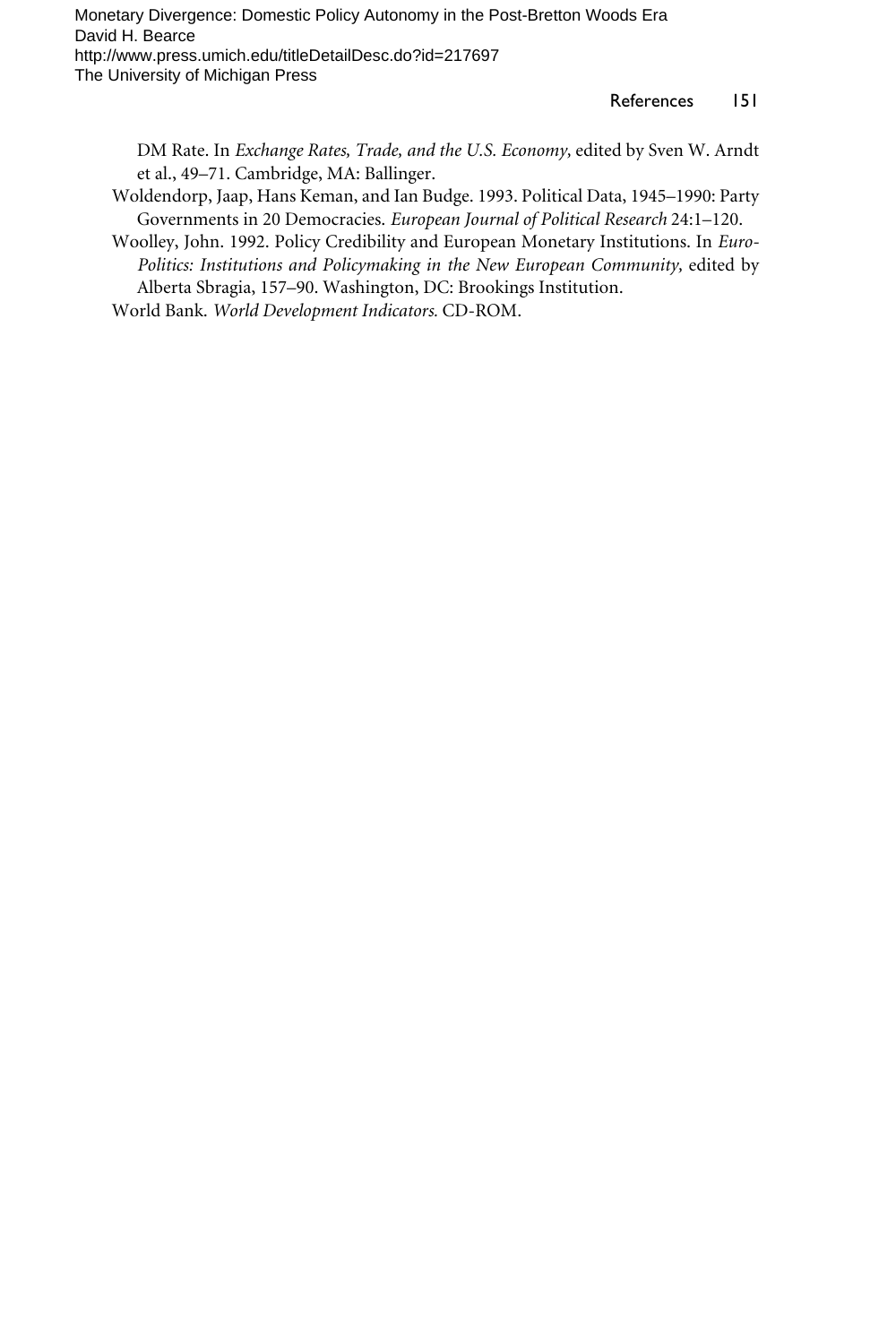DM Rate. In *Exchange Rates, Trade, and the U.S. Economy,* edited by Sven W. Arndt et al., 49–71. Cambridge, MA: Ballinger.

Woldendorp, Jaap, Hans Keman, and Ian Budge. 1993. Political Data, 1945–1990: Party Governments in 20 Democracies. *European Journal of Political Research* 24:1–120.

Woolley, John. 1992. Policy Credibility and European Monetary Institutions. In *Euro-Politics: Institutions and Policymaking in the New European Community,* edited by Alberta Sbragia, 157–90. Washington, DC: Brookings Institution.

World Bank. *World Development Indicators.* CD-ROM.